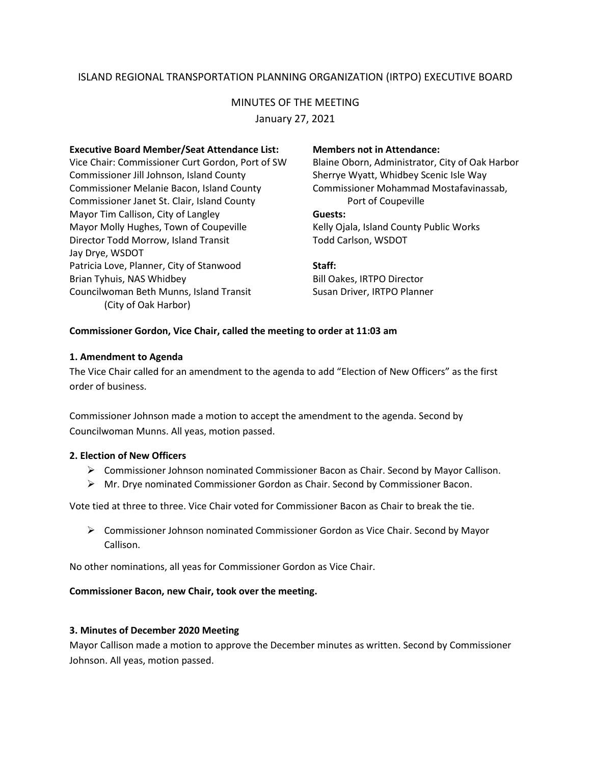# ISLAND REGIONAL TRANSPORTATION PLANNING ORGANIZATION (IRTPO) EXECUTIVE BOARD

## MINUTES OF THE MEETING

January 27, 2021

**Executive Board Member/Seat Attendance List:**

Vice Chair: Commissioner Curt Gordon, Port of SW
Commissioner Jill Johnson, Island County
Commissioner Melanie Bacon, Island County
Commissioner Janet St. Clair, Island County
Mayor Tim Callison, City of Langley
Mayor Molly Hughes, Town of Coupeville
Director Todd Morrow, Island Transit
Jay Drye, WSDOT
Patricia Love, Planner, City of Stanwood
Brian Tyhuis, NAS Whidbey
Councilwoman Beth Munns, Island Transit (City of Oak Harbor)

**Members not in Attendance:**

Blaine Oborn, Administrator, City of Oak Harbor
Sherrye Wyatt, Whidbey Scenic Isle Way
Commissioner Mohammad Mostafavinassab, Port of Coupeville

**Guests:**

Kelly Ojala, Island County Public Works
Todd Carlson, WSDOT

**Staff:**

Bill Oakes, IRTPO Director
Susan Driver, IRTPO Planner

**Commissioner Gordon, Vice Chair, called the meeting to order at 11:03 am**

### 1. Amendment to Agenda

The Vice Chair called for an amendment to the agenda to add "Election of New Officers" as the first order of business.

Commissioner Johnson made a motion to accept the amendment to the agenda. Second by Councilwoman Munns. All yeas, motion passed.

### 2. Election of New Officers

- Commissioner Johnson nominated Commissioner Bacon as Chair. Second by Mayor Callison.
- Mr. Drye nominated Commissioner Gordon as Chair. Second by Commissioner Bacon.

Vote tied at three to three. Vice Chair voted for Commissioner Bacon as Chair to break the tie.

- Commissioner Johnson nominated Commissioner Gordon as Vice Chair. Second by Mayor Callison.

No other nominations, all yeas for Commissioner Gordon as Vice Chair.

**Commissioner Bacon, new Chair, took over the meeting.**

### 3. Minutes of December 2020 Meeting

Mayor Callison made a motion to approve the December minutes as written. Second by Commissioner Johnson. All yeas, motion passed.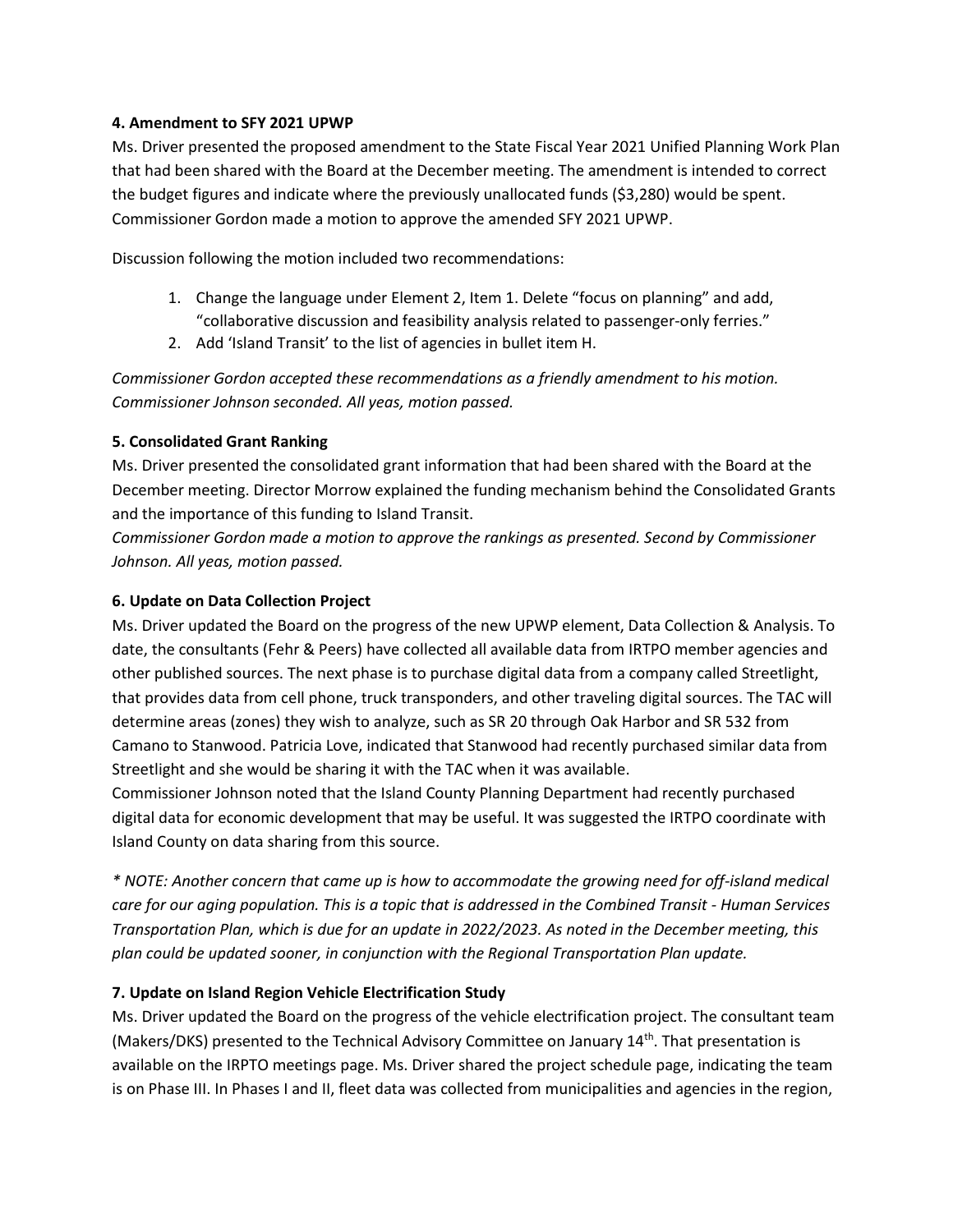**4. Amendment to SFY 2021 UPWP**

Ms. Driver presented the proposed amendment to the State Fiscal Year 2021 Unified Planning Work Plan that had been shared with the Board at the December meeting. The amendment is intended to correct the budget figures and indicate where the previously unallocated funds ($3,280) would be spent. Commissioner Gordon made a motion to approve the amended SFY 2021 UPWP.

Discussion following the motion included two recommendations:

1. Change the language under Element 2, Item 1. Delete "focus on planning" and add, "collaborative discussion and feasibility analysis related to passenger-only ferries."
2. Add 'Island Transit' to the list of agencies in bullet item H.

*Commissioner Gordon accepted these recommendations as a friendly amendment to his motion. Commissioner Johnson seconded. All yeas, motion passed.*

**5. Consolidated Grant Ranking**

Ms. Driver presented the consolidated grant information that had been shared with the Board at the December meeting. Director Morrow explained the funding mechanism behind the Consolidated Grants and the importance of this funding to Island Transit.

*Commissioner Gordon made a motion to approve the rankings as presented. Second by Commissioner Johnson. All yeas, motion passed.*

**6. Update on Data Collection Project**

Ms. Driver updated the Board on the progress of the new UPWP element, Data Collection & Analysis. To date, the consultants (Fehr & Peers) have collected all available data from IRTPO member agencies and other published sources. The next phase is to purchase digital data from a company called Streetlight, that provides data from cell phone, truck transponders, and other traveling digital sources. The TAC will determine areas (zones) they wish to analyze, such as SR 20 through Oak Harbor and SR 532 from Camano to Stanwood. Patricia Love, indicated that Stanwood had recently purchased similar data from Streetlight and she would be sharing it with the TAC when it was available.

Commissioner Johnson noted that the Island County Planning Department had recently purchased digital data for economic development that may be useful. It was suggested the IRTPO coordinate with Island County on data sharing from this source.

*\* NOTE: Another concern that came up is how to accommodate the growing need for off-island medical care for our aging population. This is a topic that is addressed in the Combined Transit - Human Services Transportation Plan, which is due for an update in 2022/2023. As noted in the December meeting, this plan could be updated sooner, in conjunction with the Regional Transportation Plan update.*

**7. Update on Island Region Vehicle Electrification Study**

Ms. Driver updated the Board on the progress of the vehicle electrification project. The consultant team (Makers/DKS) presented to the Technical Advisory Committee on January 14th. That presentation is available on the IRPTO meetings page. Ms. Driver shared the project schedule page, indicating the team is on Phase III. In Phases I and II, fleet data was collected from municipalities and agencies in the region,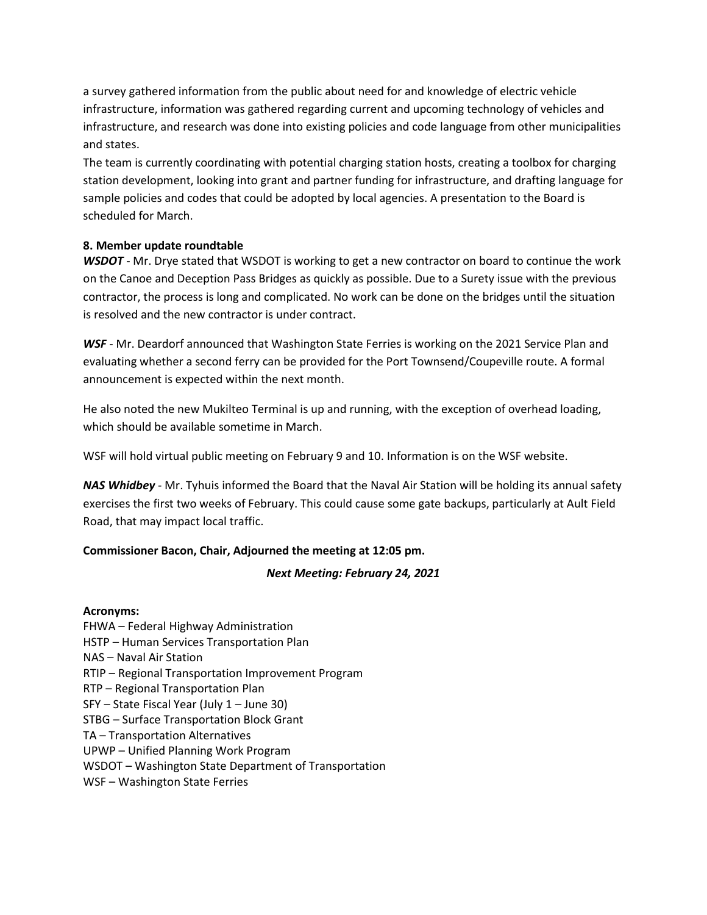a survey gathered information from the public about need for and knowledge of electric vehicle infrastructure, information was gathered regarding current and upcoming technology of vehicles and infrastructure, and research was done into existing policies and code language from other municipalities and states.

The team is currently coordinating with potential charging station hosts, creating a toolbox for charging station development, looking into grant and partner funding for infrastructure, and drafting language for sample policies and codes that could be adopted by local agencies. A presentation to the Board is scheduled for March.

**8. Member update roundtable**

***WSDOT*** - Mr. Drye stated that WSDOT is working to get a new contractor on board to continue the work on the Canoe and Deception Pass Bridges as quickly as possible. Due to a Surety issue with the previous contractor, the process is long and complicated. No work can be done on the bridges until the situation is resolved and the new contractor is under contract.

***WSF*** - Mr. Deardorf announced that Washington State Ferries is working on the 2021 Service Plan and evaluating whether a second ferry can be provided for the Port Townsend/Coupeville route. A formal announcement is expected within the next month.

He also noted the new Mukilteo Terminal is up and running, with the exception of overhead loading, which should be available sometime in March.

WSF will hold virtual public meeting on February 9 and 10. Information is on the WSF website.

***NAS Whidbey*** - Mr. Tyhuis informed the Board that the Naval Air Station will be holding its annual safety exercises the first two weeks of February. This could cause some gate backups, particularly at Ault Field Road, that may impact local traffic.

**Commissioner Bacon, Chair, Adjourned the meeting at 12:05 pm.**

***Next Meeting: February 24, 2021***

**Acronyms:**

FHWA – Federal Highway Administration
HSTP – Human Services Transportation Plan
NAS – Naval Air Station
RTIP – Regional Transportation Improvement Program
RTP – Regional Transportation Plan
SFY – State Fiscal Year (July 1 – June 30)
STBG – Surface Transportation Block Grant
TA – Transportation Alternatives
UPWP – Unified Planning Work Program
WSDOT – Washington State Department of Transportation
WSF – Washington State Ferries